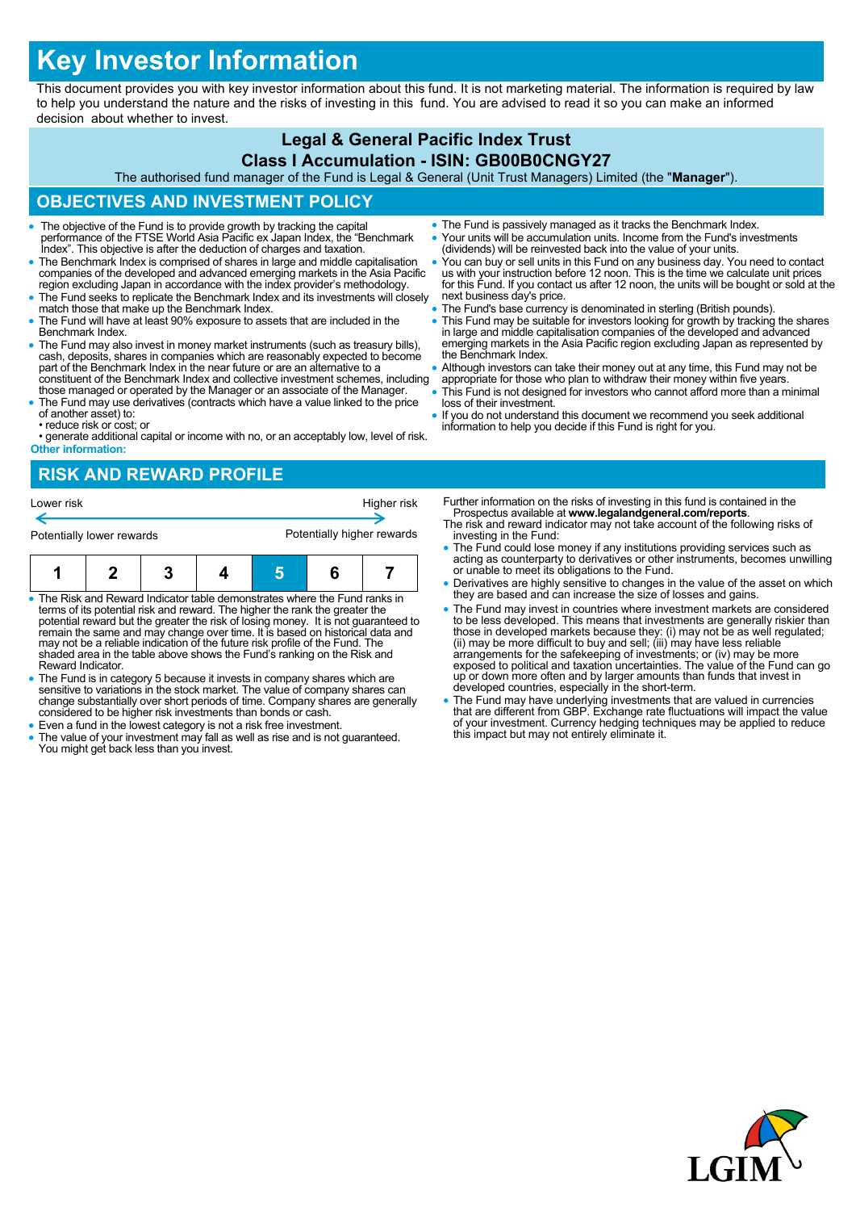# Key Investor Information

This document provides you with key investor information about this fund. It is not marketing material. The information is required by law to help you understand the nature and the risks of investing in this fund. You are advised to read it so you can make an informed decision about whether to invest.

**Legal & General Pacific Index Trust**

**Class I Accumulation - ISIN: GB00B0CNGY27**

The authorised fund manager of the Fund is Legal & General (Unit Trust Managers) Limited (the "**Manager**").

## OBJECTIVES AND INVESTMENT POLICY

- The objective of the Fund is to provide growth by tracking the capital performance of the FTSE World Asia Pacific ex Japan Index, the "Benchmark Index". This objective is after the deduction of charges and taxation.
- The Benchmark Index is comprised of shares in large and middle capitalisation companies of the developed and advanced emerging markets in the Asia Pacific region excluding Japan in accordance with the index provider's methodology.
- The Fund seeks to replicate the Benchmark Index and its investments will closely match those that make up the Benchmark Index.
- The Fund will have at least 90% exposure to assets that are included in the Benchmark Index.
- The Fund may also invest in money market instruments (such as treasury bills), cash, deposits, shares in companies which are reasonably expected to become part of the Benchmark Index in the near future or are an alternative to a constituent of the Benchmark Index and collective investment schemes, including those managed or operated by the Manager or an associate of the Manager.
- The Fund may use derivatives (contracts which have a value linked to the price of another asset) to:
  - reduce risk or cost; or
  - generate additional capital or income with no, or an acceptably low, level of risk.

**Other information:**

- The Fund is passively managed as it tracks the Benchmark Index.
- Your units will be accumulation units. Income from the Fund's investments (dividends) will be reinvested back into the value of your units.
- You can buy or sell units in this Fund on any business day. You need to contact us with your instruction before 12 noon. This is the time we calculate unit prices for this Fund. If you contact us after 12 noon, the units will be bought or sold at the next business day's price.
- The Fund's base currency is denominated in sterling (British pounds).
- This Fund may be suitable for investors looking for growth by tracking the shares in large and middle capitalisation companies of the developed and advanced emerging markets in the Asia Pacific region excluding Japan as represented by the Benchmark Index.
- Although investors can take their money out at any time, this Fund may not be appropriate for those who plan to withdraw their money within five years.
- This Fund is not designed for investors who cannot afford more than a minimal loss of their investment.
- If you do not understand this document we recommend you seek additional information to help you decide if this Fund is right for you.

## RISK AND REWARD PROFILE

| Lower risk | | | | | | Higher risk |
|---|---|---|---|---|---|---|
| Potentially lower rewards | | | | | | Potentially higher rewards |
| 1 | 2 | 3 | 4 | **5** | 6 | 7 |

- The Risk and Reward Indicator table demonstrates where the Fund ranks in terms of its potential risk and reward. The higher the rank the greater the potential reward but the greater the risk of losing money. It is not guaranteed to remain the same and may change over time. It is based on historical data and may not be a reliable indication of the future risk profile of the Fund. The shaded area in the table above shows the Fund's ranking on the Risk and Reward Indicator.
- The Fund is in category 5 because it invests in company shares which are sensitive to variations in the stock market. The value of company shares can change substantially over short periods of time. Company shares are generally considered to be higher risk investments than bonds or cash.
- Even a fund in the lowest category is not a risk free investment.
- The value of your investment may fall as well as rise and is not guaranteed. You might get back less than you invest.

Further information on the risks of investing in this fund is contained in the Prospectus available at **www.legalandgeneral.com/reports**.

The risk and reward indicator may not take account of the following risks of investing in the Fund:

- The Fund could lose money if any institutions providing services such as acting as counterparty to derivatives or other instruments, becomes unwilling or unable to meet its obligations to the Fund.
- Derivatives are highly sensitive to changes in the value of the asset on which they are based and can increase the size of losses and gains.
- The Fund may invest in countries where investment markets are considered to be less developed. This means that investments are generally riskier than those in developed markets because they: (i) may not be as well regulated; (ii) may be more difficult to buy and sell; (iii) may have less reliable arrangements for the safekeeping of investments; or (iv) may be more exposed to political and taxation uncertainties. The value of the Fund can go up or down more often and by larger amounts than funds that invest in developed countries, especially in the short-term.
- The Fund may have underlying investments that are valued in currencies that are different from GBP. Exchange rate fluctuations will impact the value of your investment. Currency hedging techniques may be applied to reduce this impact but may not entirely eliminate it.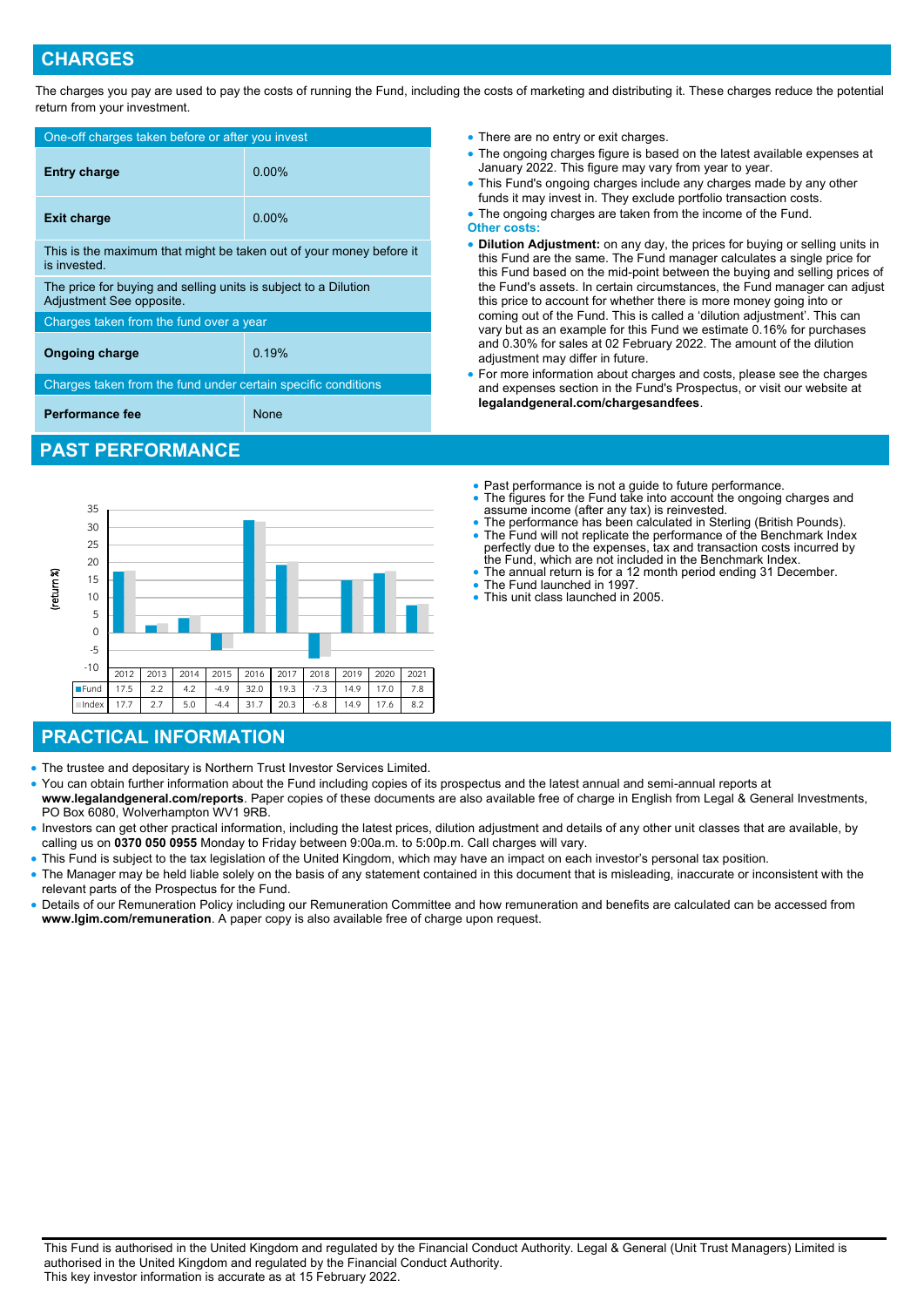## CHARGES

The charges you pay are used to pay the costs of running the Fund, including the costs of marketing and distributing it. These charges reduce the potential return from your investment.

| One-off charges taken before or after you invest | |
|---|---|
| **Entry charge** | 0.00% |
| **Exit charge** | 0.00% |
| This is the maximum that might be taken out of your money before it is invested. | |
| The price for buying and selling units is subject to a Dilution Adjustment See opposite. | |
| **Charges taken from the fund over a year** | |
| **Ongoing charge** | 0.19% |
| **Charges taken from the fund under certain specific conditions** | |
| **Performance fee** | None |

- There are no entry or exit charges.
- The ongoing charges figure is based on the latest available expenses at January 2022. This figure may vary from year to year.
- This Fund's ongoing charges include any charges made by any other funds it may invest in. They exclude portfolio transaction costs.
- The ongoing charges are taken from the income of the Fund.

**Other costs:**

- **Dilution Adjustment:** on any day, the prices for buying or selling units in this Fund are the same. The Fund manager calculates a single price for this Fund based on the mid-point between the buying and selling prices of the Fund's assets. In certain circumstances, the Fund manager can adjust this price to account for whether there is more money going into or coming out of the Fund. This is called a 'dilution adjustment'. This can vary but as an example for this Fund we estimate 0.16% for purchases and 0.30% for sales at 02 February 2022. The amount of the dilution adjustment may differ in future.
- For more information about charges and costs, please see the charges and expenses section in the Fund's Prospectus, or visit our website at **legalandgeneral.com/chargesandfees**.

## PAST PERFORMANCE

(return %)

35
30
25
20
15
10
5
0
-5
-10

2012 2013 2014 2015 2016 2017 2018 2019 2020 2021

Fund 17.5 2.2 4.2 -4.9 32.0 19.3 -7.3 14.9 17.0 7.8

Index 17.7 2.7 5.0 -4.4 31.7 20.3 -6.8 14.9 17.6 8.2

- Past performance is not a guide to future performance.
- The figures for the Fund take into account the ongoing charges and assume income (after any tax) is reinvested.
- The performance has been calculated in Sterling (British Pounds).
- The Fund will not replicate the performance of the Benchmark Index perfectly due to the expenses, tax and transaction costs incurred by the Fund, which are not included in the Benchmark Index.
- The annual return is for a 12 month period ending 31 December.
- The Fund launched in 1997.
- This unit class launched in 2005.

## PRACTICAL INFORMATION

- The trustee and depositary is Northern Trust Investor Services Limited.
- You can obtain further information about the Fund including copies of its prospectus and the latest annual and semi-annual reports at **www.legalandgeneral.com/reports**. Paper copies of these documents are also available free of charge in English from Legal & General Investments, PO Box 6080, Wolverhampton WV1 9RB.
- Investors can get other practical information, including the latest prices, dilution adjustment and details of any other unit classes that are available, by calling us on **0370 050 0955** Monday to Friday between 9:00a.m. to 5:00p.m. Call charges will vary.
- This Fund is subject to the tax legislation of the United Kingdom, which may have an impact on each investor's personal tax position.
- The Manager may be held liable solely on the basis of any statement contained in this document that is misleading, inaccurate or inconsistent with the relevant parts of the Prospectus for the Fund.
- Details of our Remuneration Policy including our Remuneration Committee and how remuneration and benefits are calculated can be accessed from **www.lgim.com/remuneration**. A paper copy is also available free of charge upon request.

This Fund is authorised in the United Kingdom and regulated by the Financial Conduct Authority. Legal & General (Unit Trust Managers) Limited is authorised in the United Kingdom and regulated by the Financial Conduct Authority.
This key investor information is accurate as at 15 February 2022.